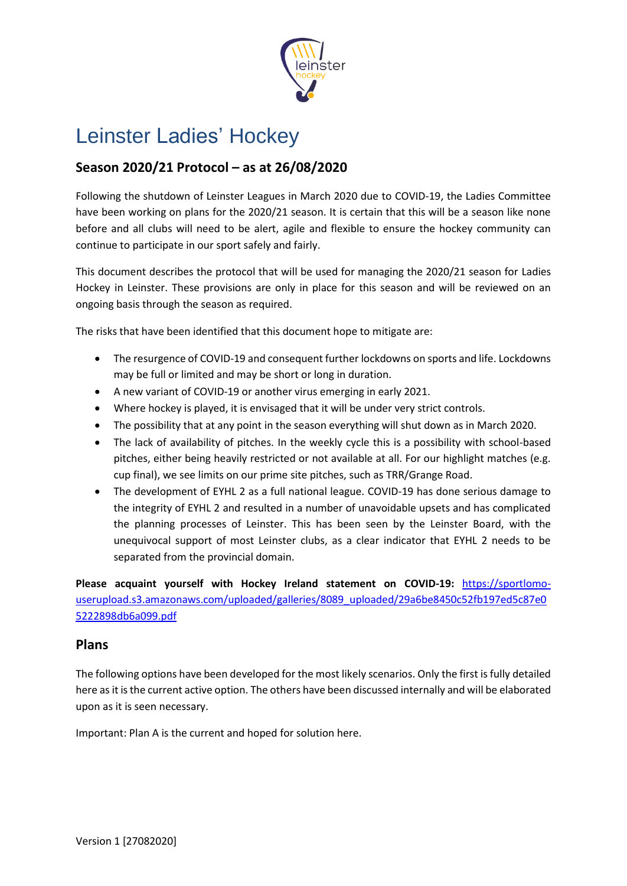# Leinster Ladies' Hockey

## Season 2020/21 Protocol – as at 26/08/2020

Following the shutdown of Leinster Leagues in March 2020 due to COVID-19, the Ladies Committee have been working on plans for the 2020/21 season. It is certain that this will be a season like none before and all clubs will need to be alert, agile and flexible to ensure the hockey community can continue to participate in our sport safely and fairly.

This document describes the protocol that will be used for managing the 2020/21 season for Ladies Hockey in Leinster. These provisions are only in place for this season and will be reviewed on an ongoing basis through the season as required.

The risks that have been identified that this document hope to mitigate are:

- The resurgence of COVID-19 and consequent further lockdowns on sports and life. Lockdowns may be full or limited and may be short or long in duration.
- A new variant of COVID-19 or another virus emerging in early 2021.
- Where hockey is played, it is envisaged that it will be under very strict controls.
- The possibility that at any point in the season everything will shut down as in March 2020.
- The lack of availability of pitches. In the weekly cycle this is a possibility with school-based pitches, either being heavily restricted or not available at all. For our highlight matches (e.g. cup final), we see limits on our prime site pitches, such as TRR/Grange Road.
- The development of EYHL 2 as a full national league. COVID-19 has done serious damage to the integrity of EYHL 2 and resulted in a number of unavoidable upsets and has complicated the planning processes of Leinster. This has been seen by the Leinster Board, with the unequivocal support of most Leinster clubs, as a clear indicator that EYHL 2 needs to be separated from the provincial domain.

**Please acquaint yourself with Hockey Ireland statement on COVID-19:** [https://sportlomo-userupload.s3.amazonaws.com/uploaded/galleries/8089_uploaded/29a6be8450c52fb197ed5c87e05222898db6a099.pdf](https://sportlomo-userupload.s3.amazonaws.com/uploaded/galleries/8089_uploaded/29a6be8450c52fb197ed5c87e05222898db6a099.pdf)

## Plans

The following options have been developed for the most likely scenarios. Only the first is fully detailed here as it is the current active option. The others have been discussed internally and will be elaborated upon as it is seen necessary.

Important: Plan A is the current and hoped for solution here.

Version 1 [27082020]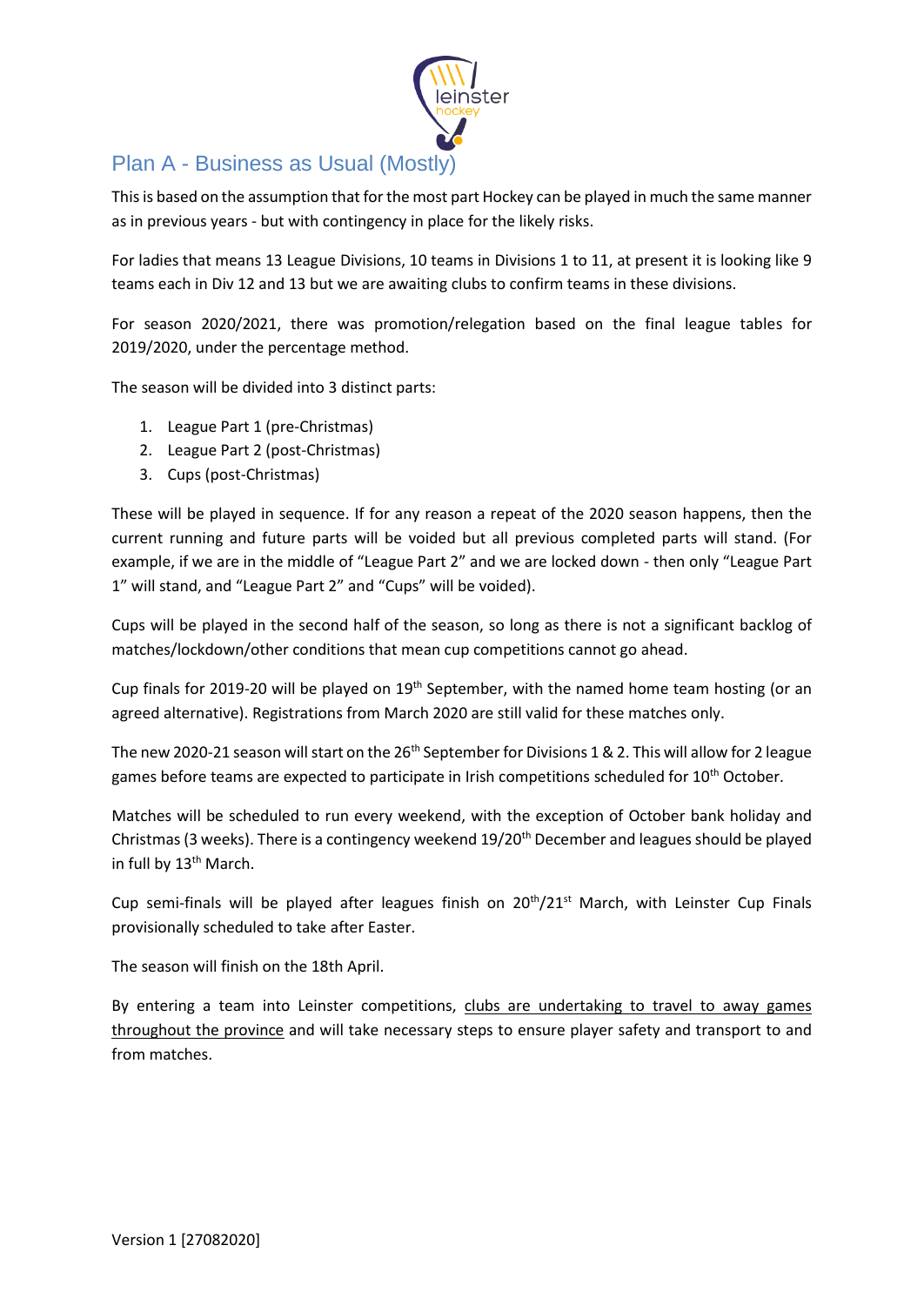## Plan A - Business as Usual (Mostly)

This is based on the assumption that for the most part Hockey can be played in much the same manner as in previous years - but with contingency in place for the likely risks.

For ladies that means 13 League Divisions, 10 teams in Divisions 1 to 11, at present it is looking like 9 teams each in Div 12 and 13 but we are awaiting clubs to confirm teams in these divisions.

For season 2020/2021, there was promotion/relegation based on the final league tables for 2019/2020, under the percentage method.

The season will be divided into 3 distinct parts:

1. League Part 1 (pre-Christmas)
2. League Part 2 (post-Christmas)
3. Cups (post-Christmas)

These will be played in sequence. If for any reason a repeat of the 2020 season happens, then the current running and future parts will be voided but all previous completed parts will stand. (For example, if we are in the middle of "League Part 2" and we are locked down - then only "League Part 1" will stand, and "League Part 2" and "Cups" will be voided).

Cups will be played in the second half of the season, so long as there is not a significant backlog of matches/lockdown/other conditions that mean cup competitions cannot go ahead.

Cup finals for 2019-20 will be played on 19th September, with the named home team hosting (or an agreed alternative). Registrations from March 2020 are still valid for these matches only.

The new 2020-21 season will start on the 26th September for Divisions 1 & 2. This will allow for 2 league games before teams are expected to participate in Irish competitions scheduled for 10th October.

Matches will be scheduled to run every weekend, with the exception of October bank holiday and Christmas (3 weeks). There is a contingency weekend 19/20th December and leagues should be played in full by 13th March.

Cup semi-finals will be played after leagues finish on 20th/21st March, with Leinster Cup Finals provisionally scheduled to take after Easter.

The season will finish on the 18th April.

By entering a team into Leinster competitions, <u>clubs are undertaking to travel to away games throughout the province</u> and will take necessary steps to ensure player safety and transport to and from matches.

Version 1 [27082020]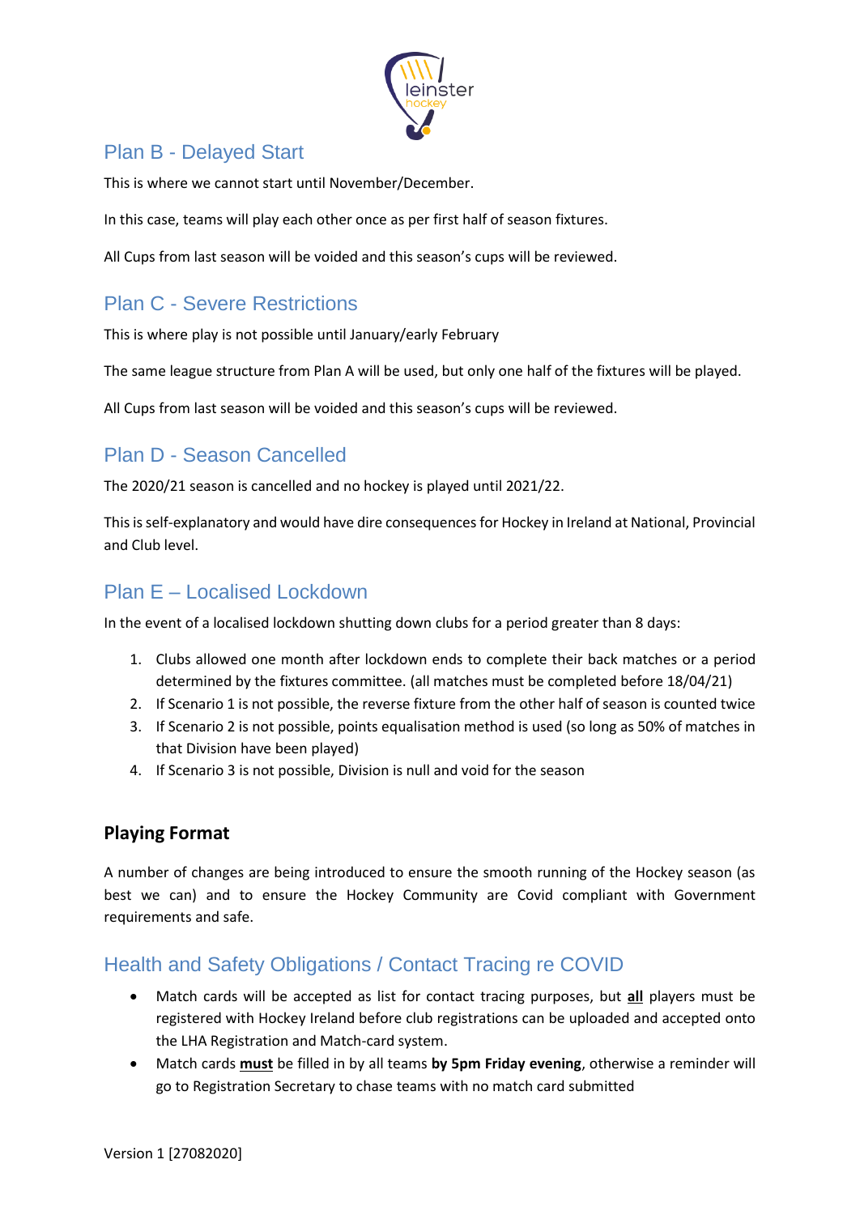## Plan B - Delayed Start

This is where we cannot start until November/December.

In this case, teams will play each other once as per first half of season fixtures.

All Cups from last season will be voided and this season's cups will be reviewed.

## Plan C - Severe Restrictions

This is where play is not possible until January/early February

The same league structure from Plan A will be used, but only one half of the fixtures will be played.

All Cups from last season will be voided and this season's cups will be reviewed.

## Plan D - Season Cancelled

The 2020/21 season is cancelled and no hockey is played until 2021/22.

This is self-explanatory and would have dire consequences for Hockey in Ireland at National, Provincial and Club level.

## Plan E – Localised Lockdown

In the event of a localised lockdown shutting down clubs for a period greater than 8 days:

1. Clubs allowed one month after lockdown ends to complete their back matches or a period determined by the fixtures committee. (all matches must be completed before 18/04/21)
2. If Scenario 1 is not possible, the reverse fixture from the other half of season is counted twice
3. If Scenario 2 is not possible, points equalisation method is used (so long as 50% of matches in that Division have been played)
4. If Scenario 3 is not possible, Division is null and void for the season

### Playing Format

A number of changes are being introduced to ensure the smooth running of the Hockey season (as best we can) and to ensure the Hockey Community are Covid compliant with Government requirements and safe.

## Health and Safety Obligations / Contact Tracing re COVID

- Match cards will be accepted as list for contact tracing purposes, but **all** players must be registered with Hockey Ireland before club registrations can be uploaded and accepted onto the LHA Registration and Match-card system.
- Match cards **must** be filled in by all teams **by 5pm Friday evening**, otherwise a reminder will go to Registration Secretary to chase teams with no match card submitted

Version 1 [27082020]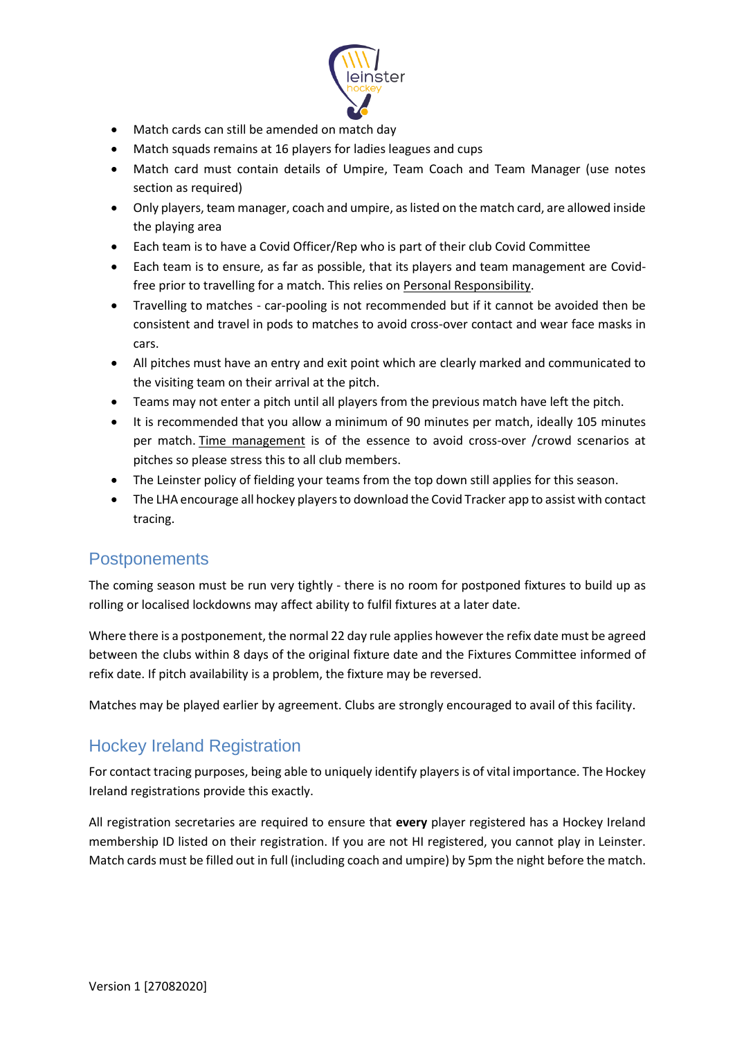- Match cards can still be amended on match day
- Match squads remains at 16 players for ladies leagues and cups
- Match card must contain details of Umpire, Team Coach and Team Manager (use notes section as required)
- Only players, team manager, coach and umpire, as listed on the match card, are allowed inside the playing area
- Each team is to have a Covid Officer/Rep who is part of their club Covid Committee
- Each team is to ensure, as far as possible, that its players and team management are Covid-free prior to travelling for a match. This relies on Personal Responsibility.
- Travelling to matches - car-pooling is not recommended but if it cannot be avoided then be consistent and travel in pods to matches to avoid cross-over contact and wear face masks in cars.
- All pitches must have an entry and exit point which are clearly marked and communicated to the visiting team on their arrival at the pitch.
- Teams may not enter a pitch until all players from the previous match have left the pitch.
- It is recommended that you allow a minimum of 90 minutes per match, ideally 105 minutes per match. Time management is of the essence to avoid cross-over /crowd scenarios at pitches so please stress this to all club members.
- The Leinster policy of fielding your teams from the top down still applies for this season.
- The LHA encourage all hockey players to download the Covid Tracker app to assist with contact tracing.

## Postponements

The coming season must be run very tightly - there is no room for postponed fixtures to build up as rolling or localised lockdowns may affect ability to fulfil fixtures at a later date.

Where there is a postponement, the normal 22 day rule applies however the refix date must be agreed between the clubs within 8 days of the original fixture date and the Fixtures Committee informed of refix date. If pitch availability is a problem, the fixture may be reversed.

Matches may be played earlier by agreement. Clubs are strongly encouraged to avail of this facility.

## Hockey Ireland Registration

For contact tracing purposes, being able to uniquely identify players is of vital importance. The Hockey Ireland registrations provide this exactly.

All registration secretaries are required to ensure that **every** player registered has a Hockey Ireland membership ID listed on their registration. If you are not HI registered, you cannot play in Leinster. Match cards must be filled out in full (including coach and umpire) by 5pm the night before the match.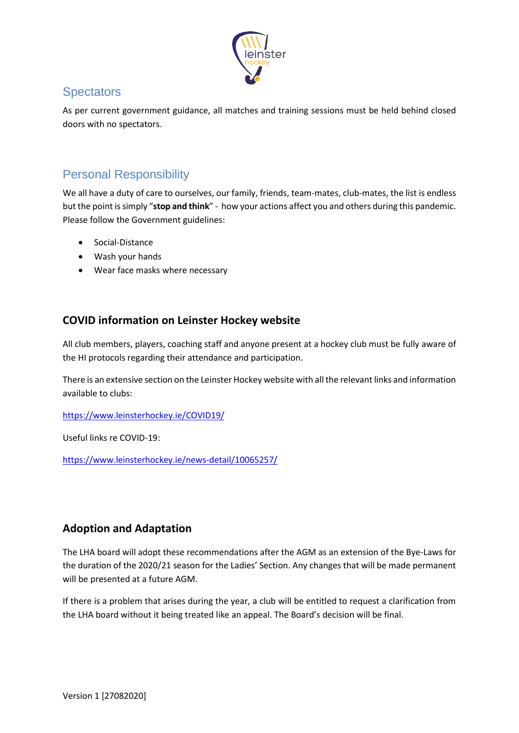## Spectators

As per current government guidance, all matches and training sessions must be held behind closed doors with no spectators.

## Personal Responsibility

We all have a duty of care to ourselves, our family, friends, team-mates, club-mates, the list is endless but the point is simply "**stop and think**" - how your actions affect you and others during this pandemic. Please follow the Government guidelines:

- Social-Distance
- Wash your hands
- Wear face masks where necessary

### COVID information on Leinster Hockey website

All club members, players, coaching staff and anyone present at a hockey club must be fully aware of the HI protocols regarding their attendance and participation.

There is an extensive section on the Leinster Hockey website with all the relevant links and information available to clubs:

https://www.leinsterhockey.ie/COVID19/

Useful links re COVID-19:

https://www.leinsterhockey.ie/news-detail/10065257/

### Adoption and Adaptation

The LHA board will adopt these recommendations after the AGM as an extension of the Bye-Laws for the duration of the 2020/21 season for the Ladies' Section. Any changes that will be made permanent will be presented at a future AGM.

If there is a problem that arises during the year, a club will be entitled to request a clarification from the LHA board without it being treated like an appeal. The Board's decision will be final.

Version 1 [27082020]